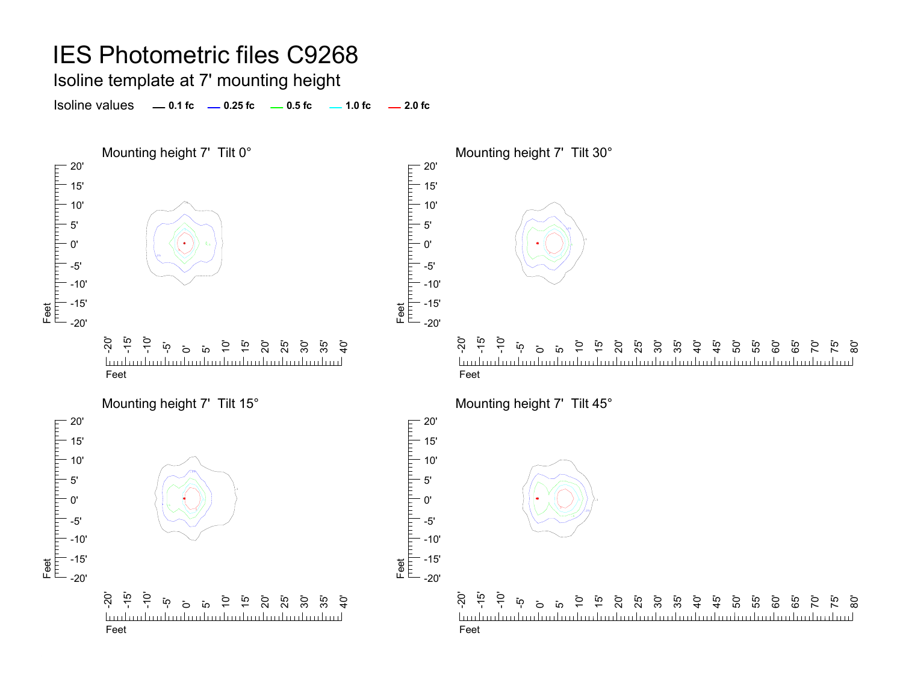# IES Photometric files C9268

## Isoline template at 7' mounting height

Isoline values — 0.1 fc — 0.25 fc — 0.5 fc — 1.0 fc — 2.0 fc

### Mounting height 7' Tilt 0°

### Mounting height 7' Tilt 30°

### Mounting height 7' Tilt 15°

### Mounting height 7' Tilt 45°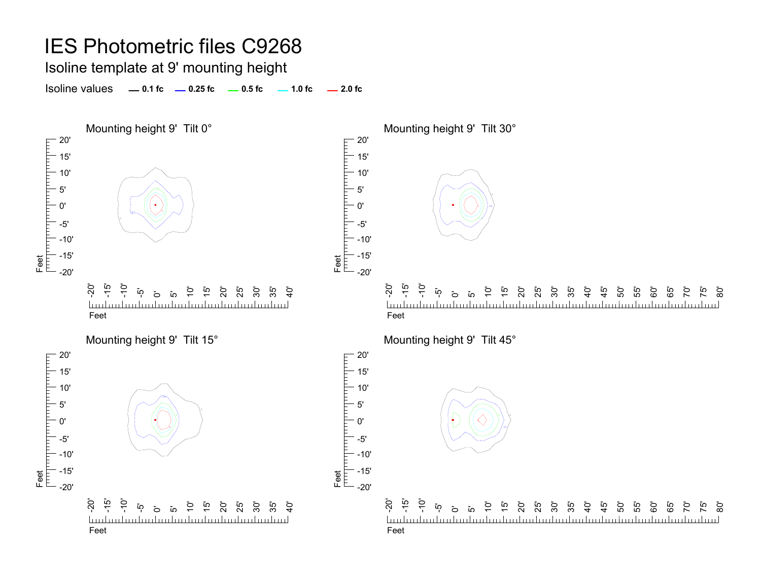# IES Photometric files C9268

## Isoline template at 9' mounting height

Isoline values — 0.1 fc — 0.25 fc — 0.5 fc — 1.0 fc — 2.0 fc

### Mounting height 9' Tilt 0°

### Mounting height 9' Tilt 30°

### Mounting height 9' Tilt 15°

### Mounting height 9' Tilt 45°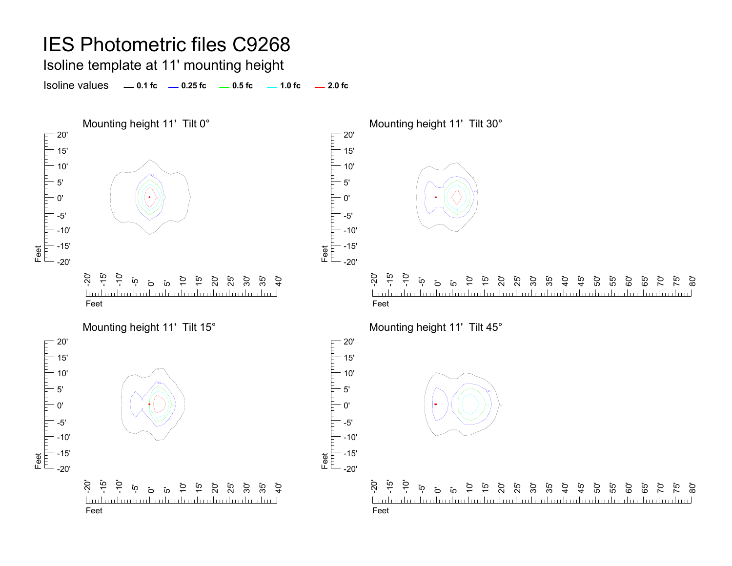# IES Photometric files C9268

## Isoline template at 11' mounting height

Isoline values — 0.1 fc — 0.25 fc — 0.5 fc — 1.0 fc — 2.0 fc

### Mounting height 11' Tilt 0°

### Mounting height 11' Tilt 30°

### Mounting height 11' Tilt 15°

### Mounting height 11' Tilt 45°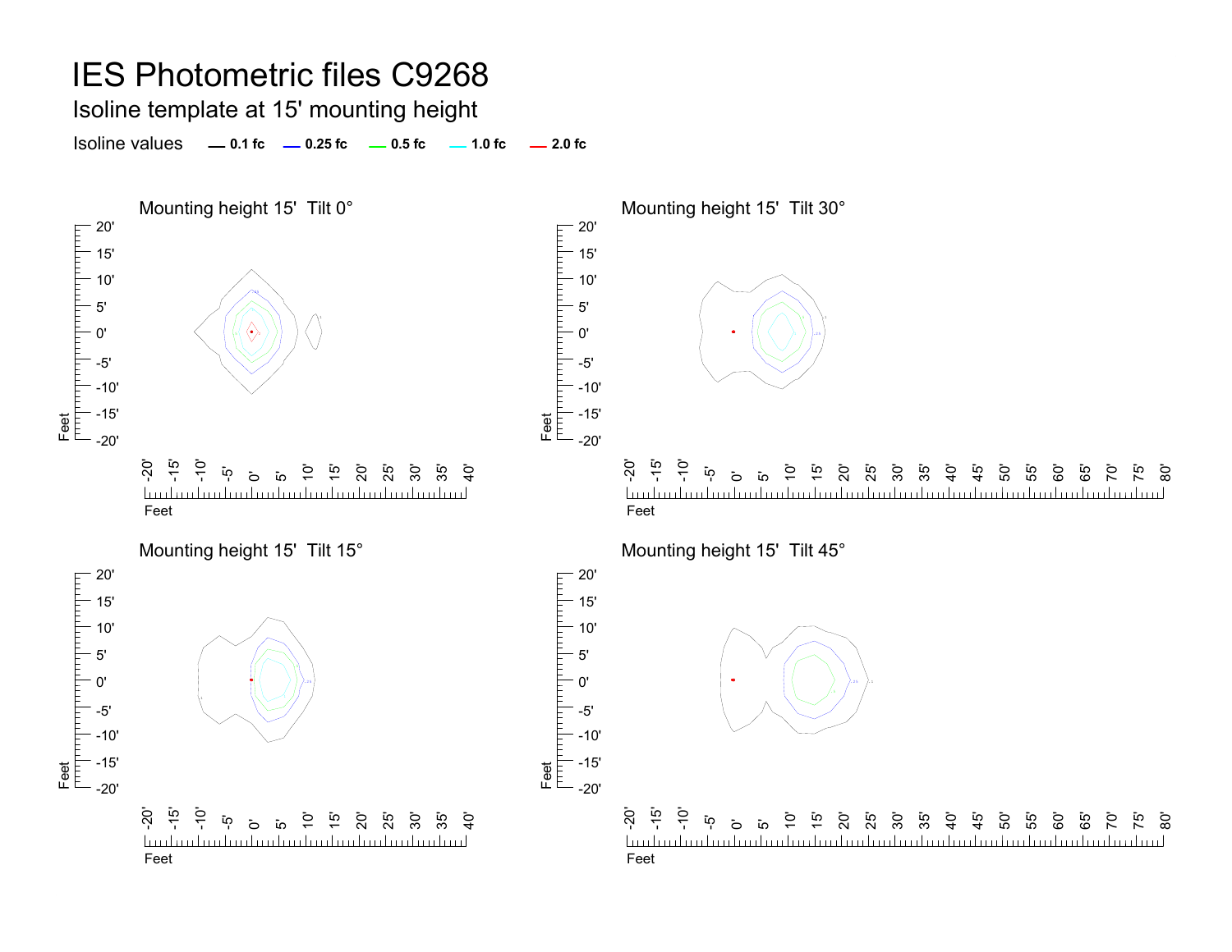# IES Photometric files C9268

## Isoline template at 15' mounting height

Isoline values — 0.1 fc — 0.25 fc — 0.5 fc — 1.0 fc — 2.0 fc

### Mounting height 15' Tilt 0°

### Mounting height 15' Tilt 30°

### Mounting height 15' Tilt 15°

### Mounting height 15' Tilt 45°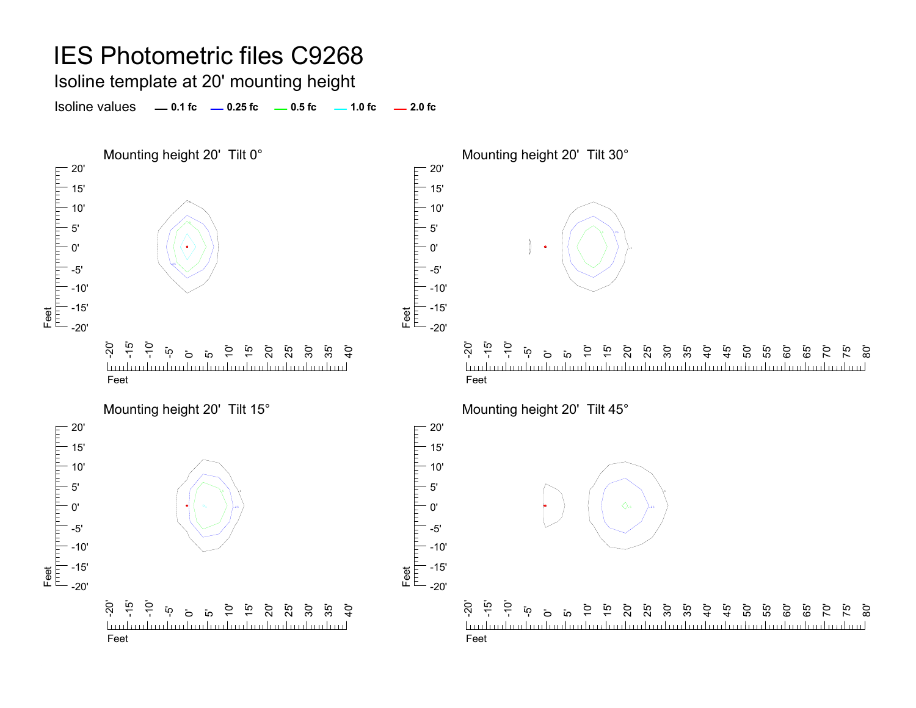# IES Photometric files C9268

## Isoline template at 20' mounting height

Isoline values — 0.1 fc — 0.25 fc — 0.5 fc — 1.0 fc — 2.0 fc

Mounting height 20' Tilt 0°

Mounting height 20' Tilt 30°

Mounting height 20' Tilt 15°

Mounting height 20' Tilt 45°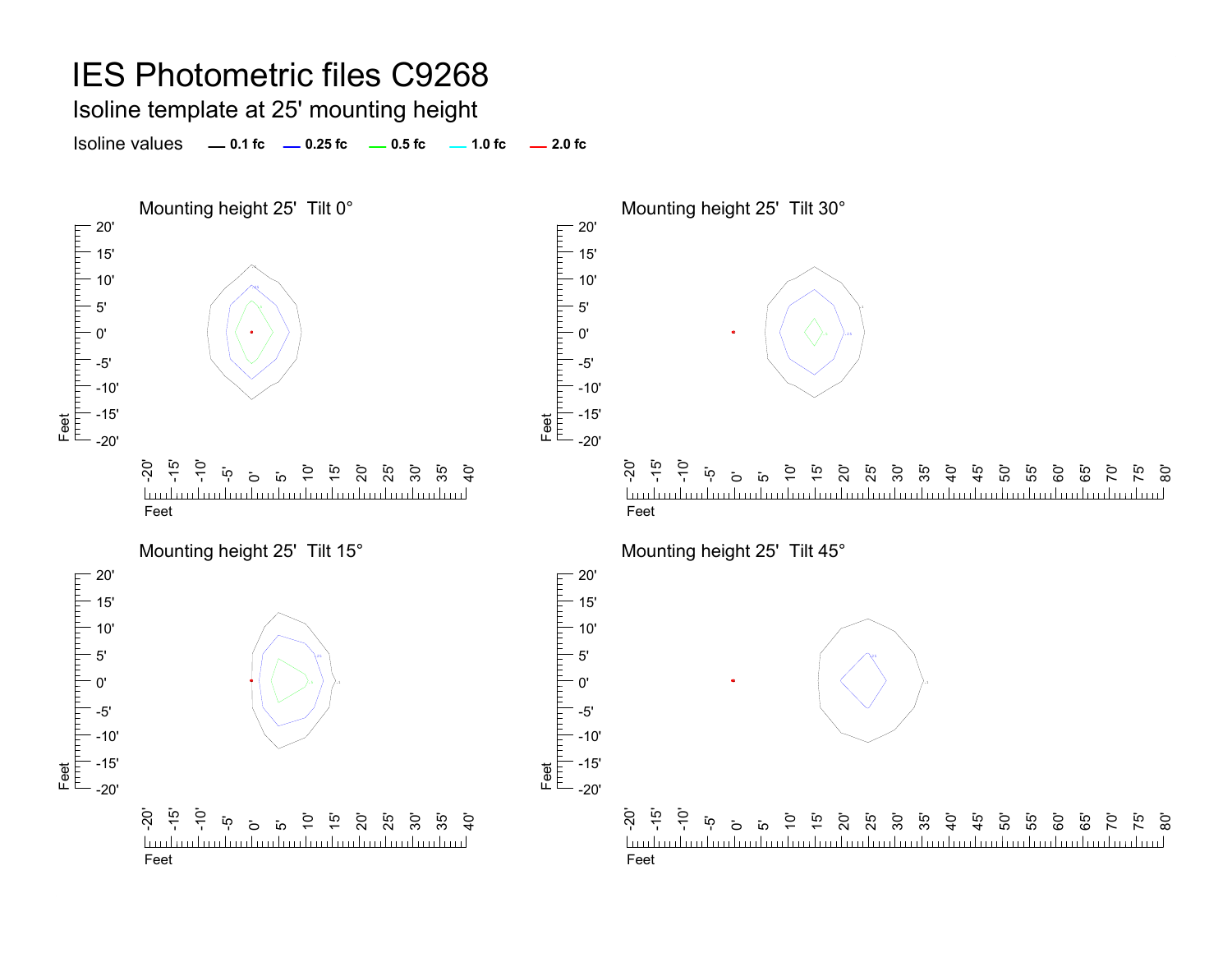# IES Photometric files C9268

## Isoline template at 25' mounting height

Isoline values — 0.1 fc — 0.25 fc — 0.5 fc — 1.0 fc — 2.0 fc

### Mounting height 25' Tilt 0°

### Mounting height 25' Tilt 30°

### Mounting height 25' Tilt 15°

### Mounting height 25' Tilt 45°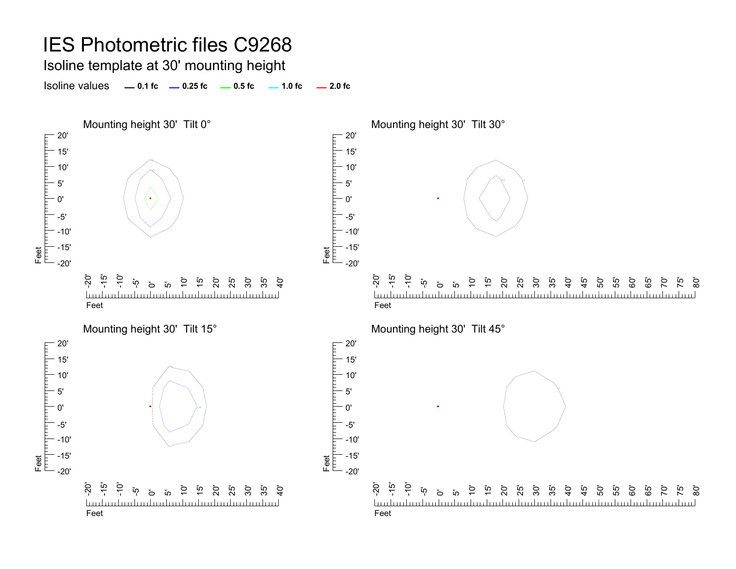# IES Photometric files C9268

## Isoline template at 30' mounting height

Isoline values — 0.1 fc — 0.25 fc — 0.5 fc — 1.0 fc — 2.0 fc

### Mounting height 30' Tilt 0°

### Mounting height 30' Tilt 30°

### Mounting height 30' Tilt 15°

### Mounting height 30' Tilt 45°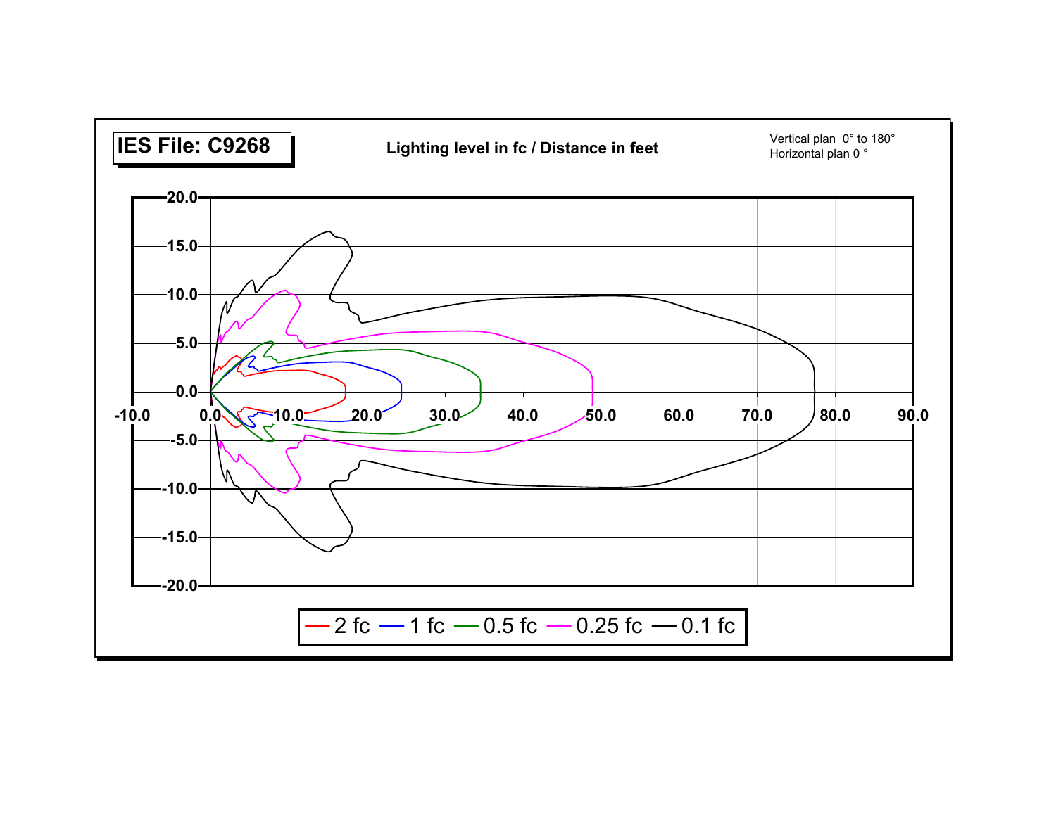IES File: C9268

Lighting level in fc / Distance in feet

Vertical plan 0° to 180°
Horizontal plan 0 °

20.0
15.0
10.0
5.0
0.0
-5.0
-10.0
-15.0
-20.0

-10.0 0.0 10.0 20.0 30.0 40.0 50.0 60.0 70.0 80.0 90.0

2 fc — 1 fc — 0.5 fc — 0.25 fc — 0.1 fc